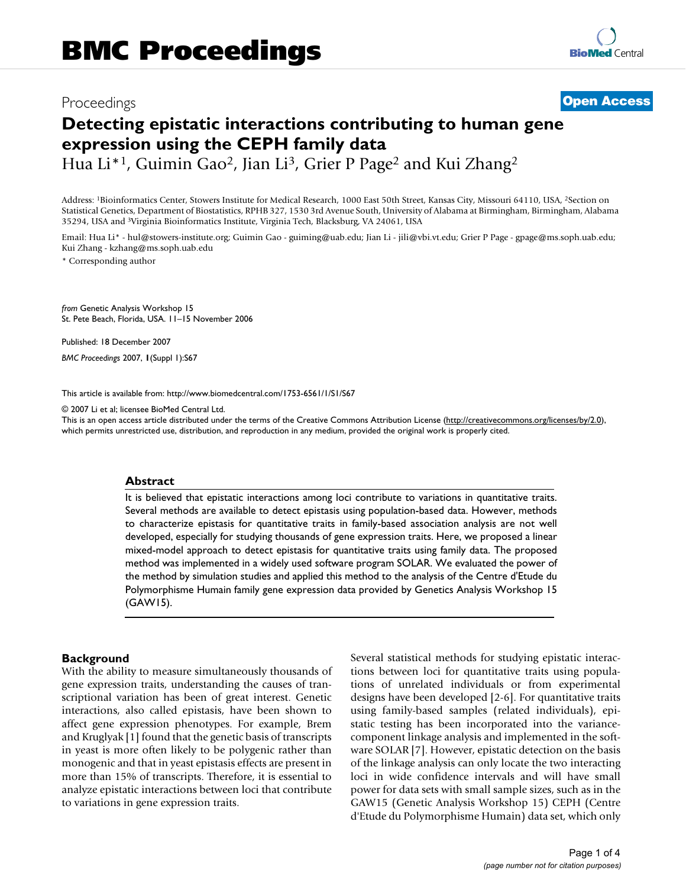# BMC Proceedings

Proceedings **Open Access**

# Detecting epistatic interactions contributing to human gene expression using the CEPH family data

Hua Li*[1], Guimin Gao[2], Jian Li[3], Grier P Page[2] and Kui Zhang[2]

Address: [1]Bioinformatics Center, Stowers Institute for Medical Research, 1000 East 50th Street, Kansas City, Missouri 64110, USA, [2]Section on Statistical Genetics, Department of Biostatistics, RPHB 327, 1530 3rd Avenue South, University of Alabama at Birmingham, Birmingham, Alabama 35294, USA and [3]Virginia Bioinformatics Institute, Virginia Tech, Blacksburg, VA 24061, USA

Email: Hua Li* - hul@stowers-institute.org; Guimin Gao - guiming@uab.edu; Jian Li - jili@vbi.vt.edu; Grier P Page - gpage@ms.soph.uab.edu; Kui Zhang - kzhang@ms.soph.uab.edu

\* Corresponding author

*from* Genetic Analysis Workshop 15
St. Pete Beach, Florida, USA. 11–15 November 2006

Published: 18 December 2007

*BMC Proceedings* 2007, **1**(Suppl 1):S67

This article is available from: http://www.biomedcentral.com/1753-6561/1/S1/S67

© 2007 Li et al; licensee BioMed Central Ltd.
This is an open access article distributed under the terms of the Creative Commons Attribution License (http://creativecommons.org/licenses/by/2.0), which permits unrestricted use, distribution, and reproduction in any medium, provided the original work is properly cited.

## Abstract

It is believed that epistatic interactions among loci contribute to variations in quantitative traits. Several methods are available to detect epistasis using population-based data. However, methods to characterize epistasis for quantitative traits in family-based association analysis are not well developed, especially for studying thousands of gene expression traits. Here, we proposed a linear mixed-model approach to detect epistasis for quantitative traits using family data. The proposed method was implemented in a widely used software program SOLAR. We evaluated the power of the method by simulation studies and applied this method to the analysis of the Centre d'Etude du Polymorphisme Humain family gene expression data provided by Genetics Analysis Workshop 15 (GAW15).

## Background

With the ability to measure simultaneously thousands of gene expression traits, understanding the causes of transcriptional variation has been of great interest. Genetic interactions, also called epistasis, have been shown to affect gene expression phenotypes. For example, Brem and Kruglyak [1] found that the genetic basis of transcripts in yeast is more often likely to be polygenic rather than monogenic and that in yeast epistasis effects are present in more than 15% of transcripts. Therefore, it is essential to analyze epistatic interactions between loci that contribute to variations in gene expression traits.

Several statistical methods for studying epistatic interactions between loci for quantitative traits using populations of unrelated individuals or from experimental designs have been developed [2-6]. For quantitative traits using family-based samples (related individuals), epistatic testing has been incorporated into the variance-component linkage analysis and implemented in the software SOLAR [7]. However, epistatic detection on the basis of the linkage analysis can only locate the two interacting loci in wide confidence intervals and will have small power for data sets with small sample sizes, such as in the GAW15 (Genetic Analysis Workshop 15) CEPH (Centre d'Etude du Polymorphisme Humain) data set, which only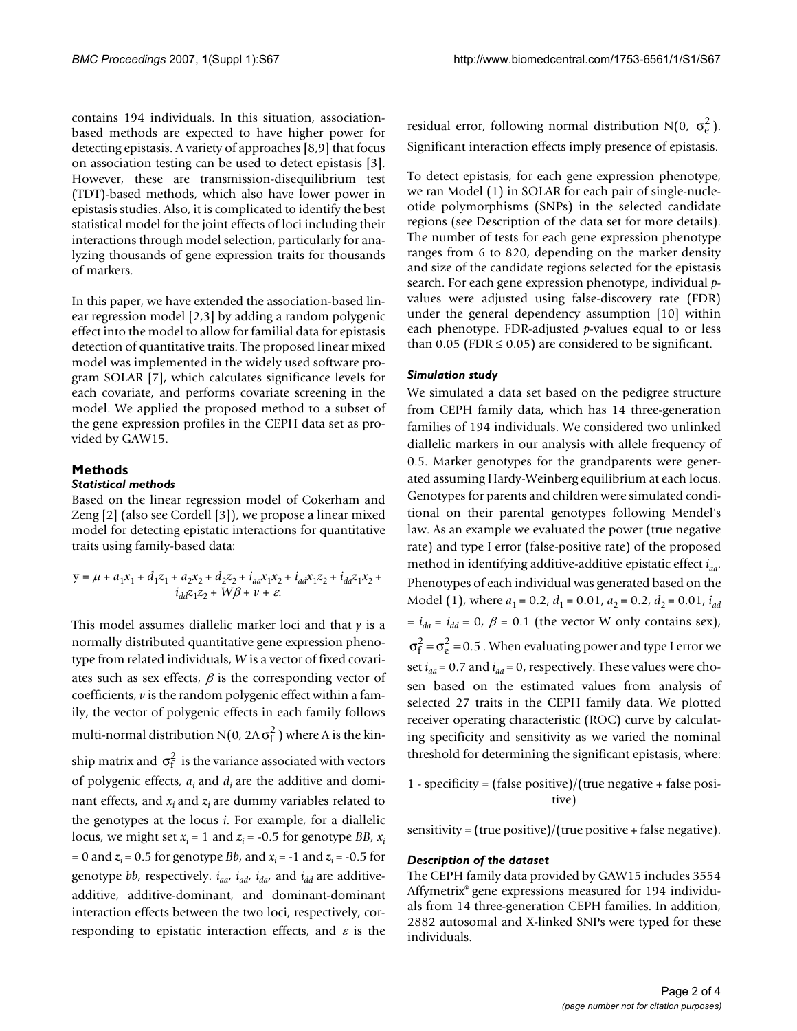contains 194 individuals. In this situation, association-based methods are expected to have higher power for detecting epistasis. A variety of approaches [8,9] that focus on association testing can be used to detect epistasis [3]. However, these are transmission-disequilibrium test (TDT)-based methods, which also have lower power in epistasis studies. Also, it is complicated to identify the best statistical model for the joint effects of loci including their interactions through model selection, particularly for analyzing thousands of gene expression traits for thousands of markers.

In this paper, we have extended the association-based linear regression model [2,3] by adding a random polygenic effect into the model to allow for familial data for epistasis detection of quantitative traits. The proposed linear mixed model was implemented in the widely used software program SOLAR [7], which calculates significance levels for each covariate, and performs covariate screening in the model. We applied the proposed method to a subset of the gene expression profiles in the CEPH data set as provided by GAW15.

## Methods

### Statistical methods

Based on the linear regression model of Cokerham and Zeng [2] (also see Cordell [3]), we propose a linear mixed model for detecting epistatic interactions for quantitative traits using family-based data:

$$y = \mu + a_1x_1 + d_1z_1 + a_2x_2 + d_2z_2 + i_{aa}x_1x_2 + i_{ad}x_1z_2 + i_{da}z_1x_2 + i_{dd}z_1z_2 + W\beta + v + \varepsilon.$$

This model assumes diallelic marker loci and that $y$ is a normally distributed quantitative gene expression phenotype from related individuals, $W$ is a vector of fixed covariates such as sex effects, $\beta$ is the corresponding vector of coefficients, $v$ is the random polygenic effect within a family, the vector of polygenic effects in each family follows multi-normal distribution $N(0, 2A\sigma_f^2)$ where A is the kinship matrix and $\sigma_f^2$ is the variance associated with vectors of polygenic effects, $a_i$ and $d_i$ are the additive and dominant effects, and $x_i$ and $z_i$ are dummy variables related to the genotypes at the locus $i$. For example, for a diallelic locus, we might set $x_i = 1$ and $z_i = -0.5$ for genotype *BB*, $x_i = 0$ and $z_i = 0.5$ for genotype *Bb*, and $x_i = -1$ and $z_i = -0.5$ for genotype *bb*, respectively. $i_{aa}$, $i_{ad}$, $i_{da}$, and $i_{dd}$ are additive-additive, additive-dominant, and dominant-dominant interaction effects between the two loci, respectively, corresponding to epistatic interaction effects, and $\varepsilon$ is the residual error, following normal distribution $N(0, \sigma_e^2)$. Significant interaction effects imply presence of epistasis.

To detect epistasis, for each gene expression phenotype, we ran Model (1) in SOLAR for each pair of single-nucleotide polymorphisms (SNPs) in the selected candidate regions (see Description of the data set for more details). The number of tests for each gene expression phenotype ranges from 6 to 820, depending on the marker density and size of the candidate regions selected for the epistasis search. For each gene expression phenotype, individual *p*-values were adjusted using false-discovery rate (FDR) under the general dependency assumption [10] within each phenotype. FDR-adjusted *p*-values equal to or less than 0.05 (FDR $\leq$ 0.05) are considered to be significant.

### Simulation study

We simulated a data set based on the pedigree structure from CEPH family data, which has 14 three-generation families of 194 individuals. We considered two unlinked diallelic markers in our analysis with allele frequency of 0.5. Marker genotypes for the grandparents were generated assuming Hardy-Weinberg equilibrium at each locus. Genotypes for parents and children were simulated conditional on their parental genotypes following Mendel's law. As an example we evaluated the power (true negative rate) and type I error (false-positive rate) of the proposed method in identifying additive-additive epistatic effect $i_{aa}$. Phenotypes of each individual was generated based on the Model (1), where $a_1 = 0.2$, $d_1 = 0.01$, $a_2 = 0.2$, $d_2 = 0.01$, $i_{ad} = i_{da} = i_{dd} = 0$, $\beta = 0.1$ (the vector W only contains sex), $\sigma_f^2 = \sigma_e^2 = 0.5$. When evaluating power and type I error we set $i_{aa} = 0.7$ and $i_{aa} = 0$, respectively. These values were chosen based on the estimated values from analysis of selected 27 traits in the CEPH family data. We plotted receiver operating characteristic (ROC) curve by calculating specificity and sensitivity as we varied the nominal threshold for determining the significant epistasis, where:

1 - specificity = (false positive)/(true negative + false positive)

sensitivity = (true positive)/(true positive + false negative).

### Description of the dataset

The CEPH family data provided by GAW15 includes 3554 Affymetrix® gene expressions measured for 194 individuals from 14 three-generation CEPH families. In addition, 2882 autosomal and X-linked SNPs were typed for these individuals.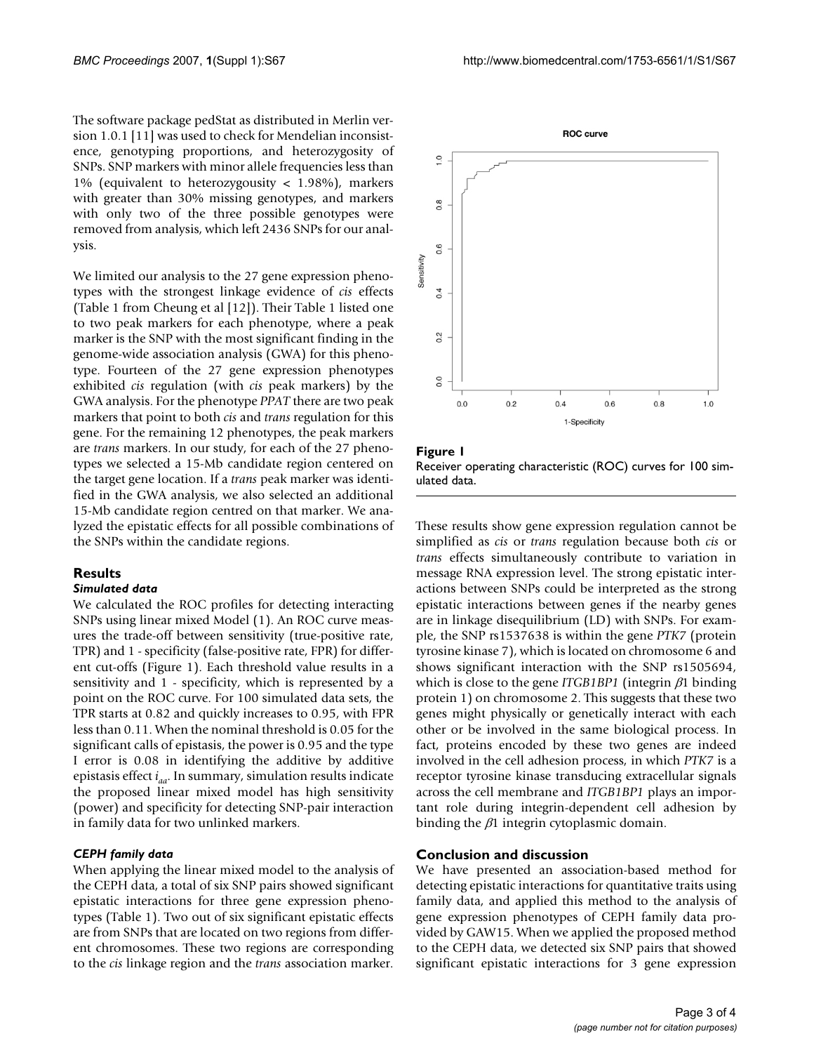The software package pedStat as distributed in Merlin version 1.0.1 [11] was used to check for Mendelian inconsistence, genotyping proportions, and heterozygosity of SNPs. SNP markers with minor allele frequencies less than 1% (equivalent to heterozygousity < 1.98%), markers with greater than 30% missing genotypes, and markers with only two of the three possible genotypes were removed from analysis, which left 2436 SNPs for our analysis.

We limited our analysis to the 27 gene expression phenotypes with the strongest linkage evidence of *cis* effects (Table 1 from Cheung et al [12]). Their Table 1 listed one to two peak markers for each phenotype, where a peak marker is the SNP with the most significant finding in the genome-wide association analysis (GWA) for this phenotype. Fourteen of the 27 gene expression phenotypes exhibited *cis* regulation (with *cis* peak markers) by the GWA analysis. For the phenotype *PPAT* there are two peak markers that point to both *cis* and *trans* regulation for this gene. For the remaining 12 phenotypes, the peak markers are *trans* markers. In our study, for each of the 27 phenotypes we selected a 15-Mb candidate region centered on the target gene location. If a *trans* peak marker was identified in the GWA analysis, we also selected an additional 15-Mb candidate region centred on that marker. We analyzed the epistatic effects for all possible combinations of the SNPs within the candidate regions.

## Results

### *Simulated data*

We calculated the ROC profiles for detecting interacting SNPs using linear mixed Model (1). An ROC curve measures the trade-off between sensitivity (true-positive rate, TPR) and 1 - specificity (false-positive rate, FPR) for different cut-offs (Figure 1). Each threshold value results in a sensitivity and 1 - specificity, which is represented by a point on the ROC curve. For 100 simulated data sets, the TPR starts at 0.82 and quickly increases to 0.95, with FPR less than 0.11. When the nominal threshold is 0.05 for the significant calls of epistasis, the power is 0.95 and the type I error is 0.08 in identifying the additive by additive epistasis effect $i_{aa}$. In summary, simulation results indicate the proposed linear mixed model has high sensitivity (power) and specificity for detecting SNP-pair interaction in family data for two unlinked markers.

**Figure 1**
Receiver operating characteristic (ROC) curves for 100 simulated data.

### *CEPH family data*

When applying the linear mixed model to the analysis of the CEPH data, a total of six SNP pairs showed significant epistatic interactions for three gene expression phenotypes (Table 1). Two out of six significant epistatic effects are from SNPs that are located on two regions from different chromosomes. These two regions are corresponding to the *cis* linkage region and the *trans* association marker. These results show gene expression regulation cannot be simplified as *cis* or *trans* regulation because both *cis* or *trans* effects simultaneously contribute to variation in message RNA expression level. The strong epistatic interactions between SNPs could be interpreted as the strong epistatic interactions between genes if the nearby genes are in linkage disequilibrium (LD) with SNPs. For example, the SNP rs1537638 is within the gene *PTK7* (protein tyrosine kinase 7), which is located on chromosome 6 and shows significant interaction with the SNP rs1505694, which is close to the gene *ITGB1BP1* (integrin $\beta$1 binding protein 1) on chromosome 2. This suggests that these two genes might physically or genetically interact with each other or be involved in the same biological process. In fact, proteins encoded by these two genes are indeed involved in the cell adhesion process, in which *PTK7* is a receptor tyrosine kinase transducing extracellular signals across the cell membrane and *ITGB1BP1* plays an important role during integrin-dependent cell adhesion by binding the $\beta$1 integrin cytoplasmic domain.

## Conclusion and discussion

We have presented an association-based method for detecting epistatic interactions for quantitative traits using family data, and applied this method to the analysis of gene expression phenotypes of CEPH family data provided by GAW15. When we applied the proposed method to the CEPH data, we detected six SNP pairs that showed significant epistatic interactions for 3 gene expression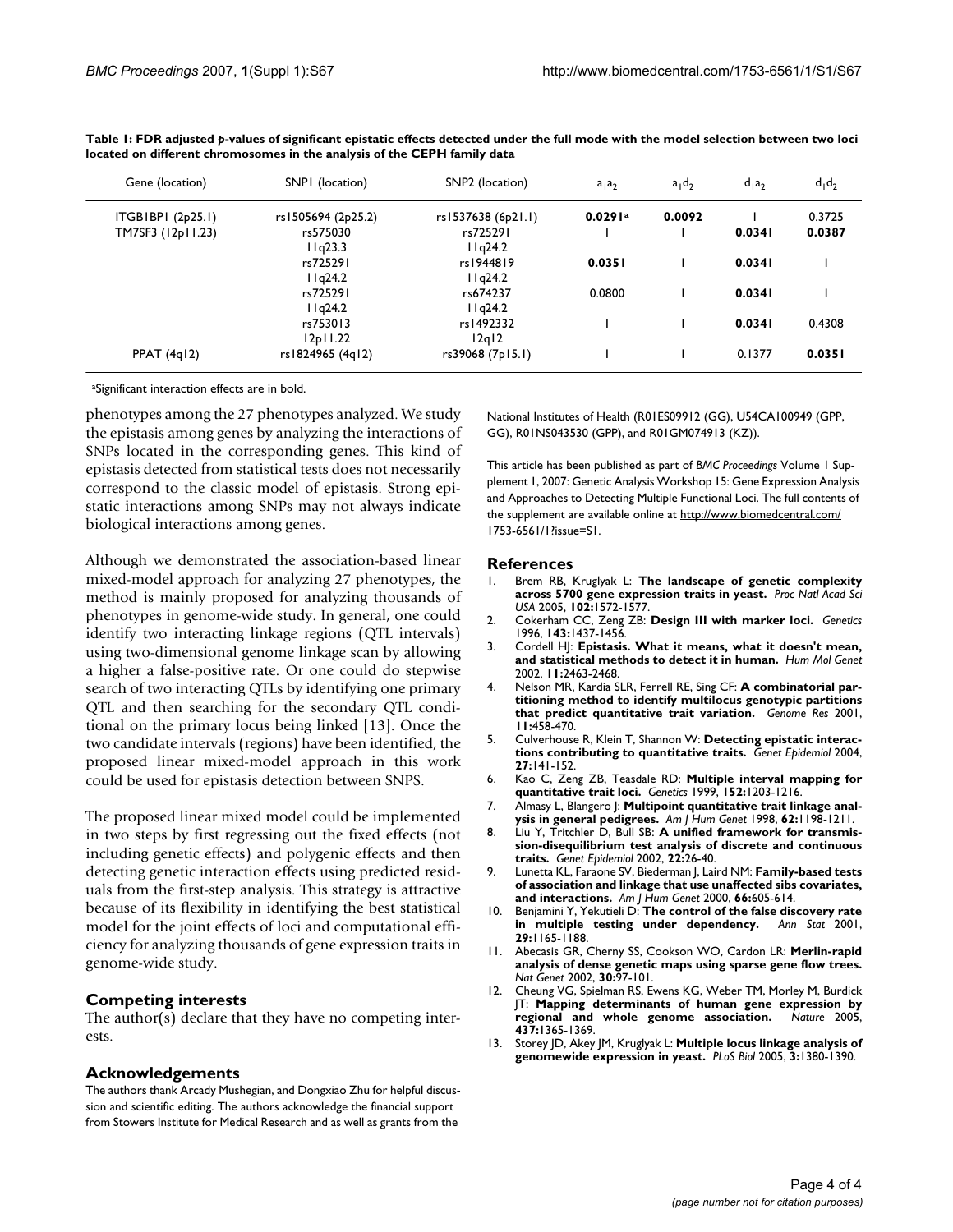**Table 1: FDR adjusted *p*-values of significant epistatic effects detected under the full mode with the model selection between two loci located on different chromosomes in the analysis of the CEPH family data**

| Gene (location) | SNP1 (location) | SNP2 (location) | $a_1a_2$ | $a_1d_2$ | $d_1a_2$ | $d_1d_2$ |
|---|---|---|---|---|---|---|
| ITGB1BP1 (2p25.1) | rs1505694 (2p25.2) | rs1537638 (6p21.1) | **0.0291**[a] | **0.0092** | 1 | 0.3725 |
| TM7SF3 (12p11.23) | rs575030 11q23.3 | rs725291 11q24.2 | 1 | 1 | **0.0341** | **0.0387** |
| | rs725291 11q24.2 | rs1944819 11q24.2 | **0.0351** | 1 | **0.0341** | 1 |
| | rs725291 11q24.2 | rs674237 11q24.2 | 0.0800 | 1 | **0.0341** | 1 |
| | rs753013 12p11.22 | rs1492332 12q12 | 1 | 1 | **0.0341** | 0.4308 |
| PPAT (4q12) | rs1824965 (4q12) | rs39068 (7p15.1) | 1 | 1 | 0.1377 | **0.0351** |

[a]Significant interaction effects are in bold.

phenotypes among the 27 phenotypes analyzed. We study the epistasis among genes by analyzing the interactions of SNPs located in the corresponding genes. This kind of epistasis detected from statistical tests does not necessarily correspond to the classic model of epistasis. Strong epistatic interactions among SNPs may not always indicate biological interactions among genes.

Although we demonstrated the association-based linear mixed-model approach for analyzing 27 phenotypes, the method is mainly proposed for analyzing thousands of phenotypes in genome-wide study. In general, one could identify two interacting linkage regions (QTL intervals) using two-dimensional genome linkage scan by allowing a higher a false-positive rate. Or one could do stepwise search of two interacting QTLs by identifying one primary QTL and then searching for the secondary QTL conditional on the primary locus being linked [13]. Once the two candidate intervals (regions) have been identified, the proposed linear mixed-model approach in this work could be used for epistasis detection between SNPS.

The proposed linear mixed model could be implemented in two steps by first regressing out the fixed effects (not including genetic effects) and polygenic effects and then detecting genetic interaction effects using predicted residuals from the first-step analysis. This strategy is attractive because of its flexibility in identifying the best statistical model for the joint effects of loci and computational efficiency for analyzing thousands of gene expression traits in genome-wide study.

## Competing interests

The author(s) declare that they have no competing interests.

## Acknowledgements

The authors thank Arcady Mushegian, and Dongxiao Zhu for helpful discussion and scientific editing. The authors acknowledge the financial support from Stowers Institute for Medical Research and as well as grants from the National Institutes of Health (R01ES09912 (GG), U54CA100949 (GPP, GG), R01NS043530 (GPP), and R01GM074913 (KZ)).

This article has been published as part of *BMC Proceedings* Volume 1 Supplement 1, 2007: Genetic Analysis Workshop 15: Gene Expression Analysis and Approaches to Detecting Multiple Functional Loci. The full contents of the supplement are available online at http://www.biomedcentral.com/1753-6561/1?issue=S1.

## References

1. Brem RB, Kruglyak L: **The landscape of genetic complexity across 5700 gene expression traits in yeast.** *Proc Natl Acad Sci USA* 2005, **102:**1572-1577.
2. Cokerham CC, Zeng ZB: **Design III with marker loci.** *Genetics* 1996, **143:**1437-1456.
3. Cordell HJ: **Epistasis. What it means, what it doesn't mean, and statistical methods to detect it in human.** *Hum Mol Genet* 2002, **11:**2463-2468.
4. Nelson MR, Kardia SLR, Ferrell RE, Sing CF: **A combinatorial partitioning method to identify multilocus genotypic partitions that predict quantitative trait variation.** *Genome Res* 2001, **11:**458-470.
5. Culverhouse R, Klein T, Shannon W: **Detecting epistatic interactions contributing to quantitative traits.** *Genet Epidemiol* 2004, **27:**141-152.
6. Kao C, Zeng ZB, Teasdale RD: **Multiple interval mapping for quantitative trait loci.** *Genetics* 1999, **152:**1203-1216.
7. Almasy L, Blangero J: **Multipoint quantitative trait linkage analysis in general pedigrees.** *Am J Hum Genet* 1998, **62:**1198-1211.
8. Liu Y, Tritchler D, Bull SB: **A unified framework for transmission-disequilibrium test analysis of discrete and continuous traits.** *Genet Epidemiol* 2002, **22:**26-40.
9. Lunetta KL, Faraone SV, Biederman J, Laird NM: **Family-based tests of association and linkage that use unaffected sibs covariates, and interactions.** *Am J Hum Genet* 2000, **66:**605-614.
10. Benjamini Y, Yekutieli D: **The control of the false discovery rate in multiple testing under dependency.** *Ann Stat* 2001, **29:**1165-1188.
11. Abecasis GR, Cherny SS, Cookson WO, Cardon LR: **Merlin-rapid analysis of dense genetic maps using sparse gene flow trees.** *Nat Genet* 2002, **30:**97-101.
12. Cheung VG, Spielman RS, Ewens KG, Weber TM, Morley M, Burdick JT: **Mapping determinants of human gene expression by regional and whole genome association.** *Nature* 2005, **437:**1365-1369.
13. Storey JD, Akey JM, Kruglyak L: **Multiple locus linkage analysis of genomewide expression in yeast.** *PLoS Biol* 2005, **3:**1380-1390.